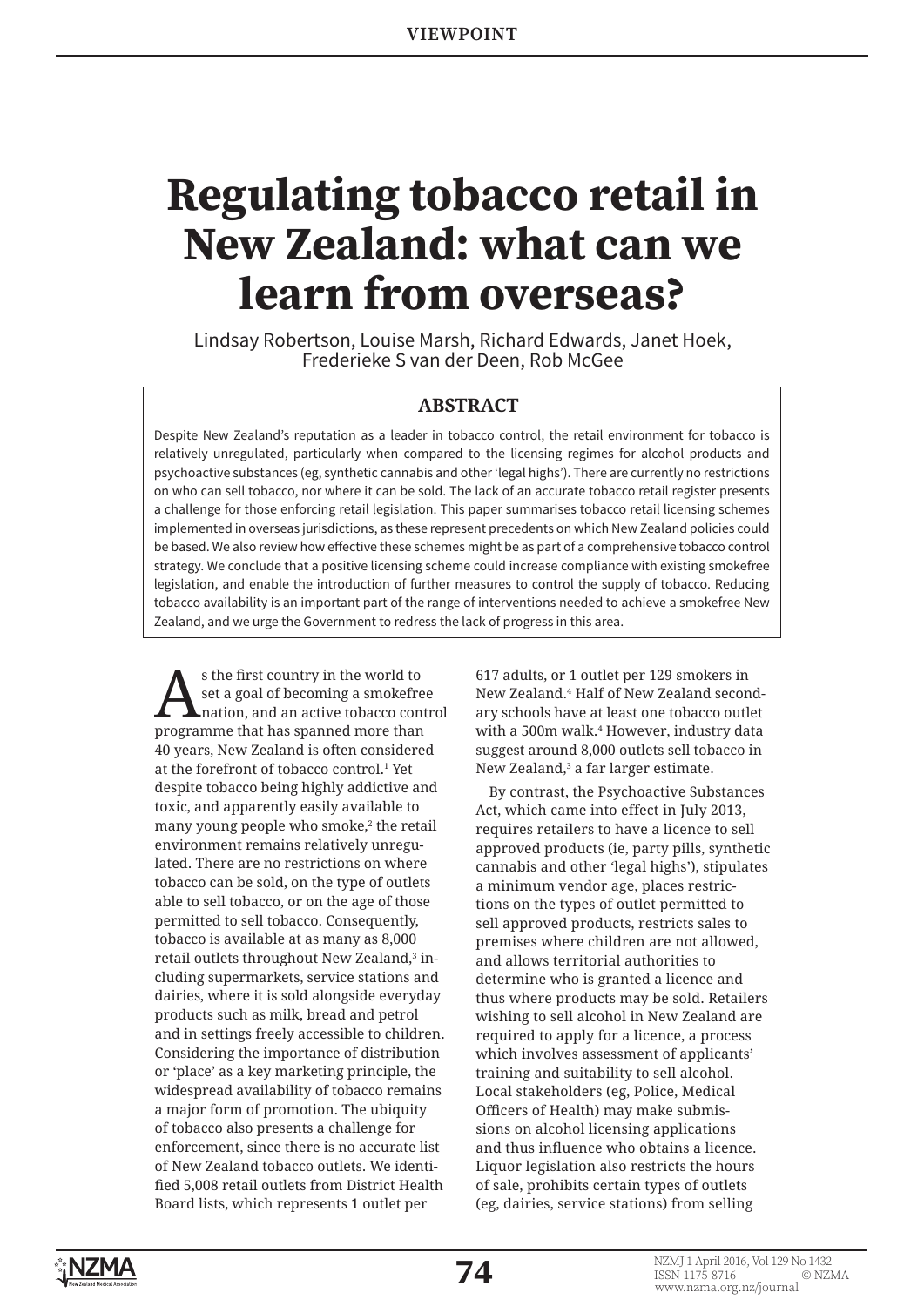VIEWPOINT

# Regulating tobacco retail in New Zealand: what can we learn from overseas?

Lindsay Robertson, Louise Marsh, Richard Edwards, Janet Hoek, Frederieke S van der Deen, Rob McGee

## ABSTRACT

Despite New Zealand's reputation as a leader in tobacco control, the retail environment for tobacco is relatively unregulated, particularly when compared to the licensing regimes for alcohol products and psychoactive substances (eg, synthetic cannabis and other 'legal highs'). There are currently no restrictions on who can sell tobacco, nor where it can be sold. The lack of an accurate tobacco retail register presents a challenge for those enforcing retail legislation. This paper summarises tobacco retail licensing schemes implemented in overseas jurisdictions, as these represent precedents on which New Zealand policies could be based. We also review how effective these schemes might be as part of a comprehensive tobacco control strategy. We conclude that a positive licensing scheme could increase compliance with existing smokefree legislation, and enable the introduction of further measures to control the supply of tobacco. Reducing tobacco availability is an important part of the range of interventions needed to achieve a smokefree New Zealand, and we urge the Government to redress the lack of progress in this area.

As the first country in the world to set a goal of becoming a smokefree nation, and an active tobacco control programme that has spanned more than 40 years, New Zealand is often considered at the forefront of tobacco control.[1] Yet despite tobacco being highly addictive and toxic, and apparently easily available to many young people who smoke,[2] the retail environment remains relatively unregulated. There are no restrictions on where tobacco can be sold, on the type of outlets able to sell tobacco, or on the age of those permitted to sell tobacco. Consequently, tobacco is available at as many as 8,000 retail outlets throughout New Zealand,[3] including supermarkets, service stations and dairies, where it is sold alongside everyday products such as milk, bread and petrol and in settings freely accessible to children. Considering the importance of distribution or 'place' as a key marketing principle, the widespread availability of tobacco remains a major form of promotion. The ubiquity of tobacco also presents a challenge for enforcement, since there is no accurate list of New Zealand tobacco outlets. We identified 5,008 retail outlets from District Health Board lists, which represents 1 outlet per 617 adults, or 1 outlet per 129 smokers in New Zealand.[4] Half of New Zealand secondary schools have at least one tobacco outlet with a 500m walk.[4] However, industry data suggest around 8,000 outlets sell tobacco in New Zealand,[3] a far larger estimate.

By contrast, the Psychoactive Substances Act, which came into effect in July 2013, requires retailers to have a licence to sell approved products (ie, party pills, synthetic cannabis and other 'legal highs'), stipulates a minimum vendor age, places restrictions on the types of outlet permitted to sell approved products, restricts sales to premises where children are not allowed, and allows territorial authorities to determine who is granted a licence and thus where products may be sold. Retailers wishing to sell alcohol in New Zealand are required to apply for a licence, a process which involves assessment of applicants' training and suitability to sell alcohol. Local stakeholders (eg, Police, Medical Officers of Health) may make submissions on alcohol licensing applications and thus influence who obtains a licence. Liquor legislation also restricts the hours of sale, prohibits certain types of outlets (eg, dairies, service stations) from selling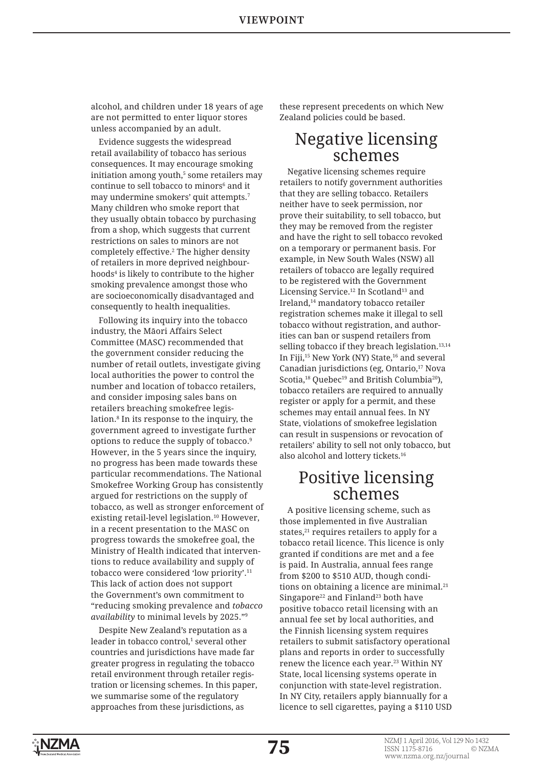alcohol, and children under 18 years of age are not permitted to enter liquor stores unless accompanied by an adult.

Evidence suggests the widespread retail availability of tobacco has serious consequences. It may encourage smoking initiation among youth,[5] some retailers may continue to sell tobacco to minors[6] and it may undermine smokers' quit attempts.[7] Many children who smoke report that they usually obtain tobacco by purchasing from a shop, which suggests that current restrictions on sales to minors are not completely effective.[2] The higher density of retailers in more deprived neighbourhoods[4] is likely to contribute to the higher smoking prevalence amongst those who are socioeconomically disadvantaged and consequently to health inequalities.

Following its inquiry into the tobacco industry, the Māori Affairs Select Committee (MASC) recommended that the government consider reducing the number of retail outlets, investigate giving local authorities the power to control the number and location of tobacco retailers, and consider imposing sales bans on retailers breaching smokefree legislation.[8] In its response to the inquiry, the government agreed to investigate further options to reduce the supply of tobacco.[9] However, in the 5 years since the inquiry, no progress has been made towards these particular recommendations. The National Smokefree Working Group has consistently argued for restrictions on the supply of tobacco, as well as stronger enforcement of existing retail-level legislation.[10] However, in a recent presentation to the MASC on progress towards the smokefree goal, the Ministry of Health indicated that interventions to reduce availability and supply of tobacco were considered 'low priority'.[11] This lack of action does not support the Government's own commitment to "reducing smoking prevalence and *tobacco availability* to minimal levels by 2025."[9]

Despite New Zealand's reputation as a leader in tobacco control,[1] several other countries and jurisdictions have made far greater progress in regulating the tobacco retail environment through retailer registration or licensing schemes. In this paper, we summarise some of the regulatory approaches from these jurisdictions, as these represent precedents on which New Zealand policies could be based.

## Negative licensing schemes

Negative licensing schemes require retailers to notify government authorities that they are selling tobacco. Retailers neither have to seek permission, nor prove their suitability, to sell tobacco, but they may be removed from the register and have the right to sell tobacco revoked on a temporary or permanent basis. For example, in New South Wales (NSW) all retailers of tobacco are legally required to be registered with the Government Licensing Service.[12] In Scotland[13] and Ireland,[14] mandatory tobacco retailer registration schemes make it illegal to sell tobacco without registration, and authorities can ban or suspend retailers from selling tobacco if they breach legislation.[13,14] In Fiji,[15] New York (NY) State,[16] and several Canadian jurisdictions (eg, Ontario,[17] Nova Scotia,[18] Quebec[19] and British Columbia[20]), tobacco retailers are required to annually register or apply for a permit, and these schemes may entail annual fees. In NY State, violations of smokefree legislation can result in suspensions or revocation of retailers' ability to sell not only tobacco, but also alcohol and lottery tickets.[16]

## Positive licensing schemes

A positive licensing scheme, such as those implemented in five Australian states,[21] requires retailers to apply for a tobacco retail licence. This licence is only granted if conditions are met and a fee is paid. In Australia, annual fees range from $200 to $510 AUD, though conditions on obtaining a licence are minimal.[21] Singapore[22] and Finland[23] both have positive tobacco retail licensing with an annual fee set by local authorities, and the Finnish licensing system requires retailers to submit satisfactory operational plans and reports in order to successfully renew the licence each year.[23] Within NY State, local licensing systems operate in conjunction with state-level registration. In NY City, retailers apply biannually for a licence to sell cigarettes, paying a $110 USD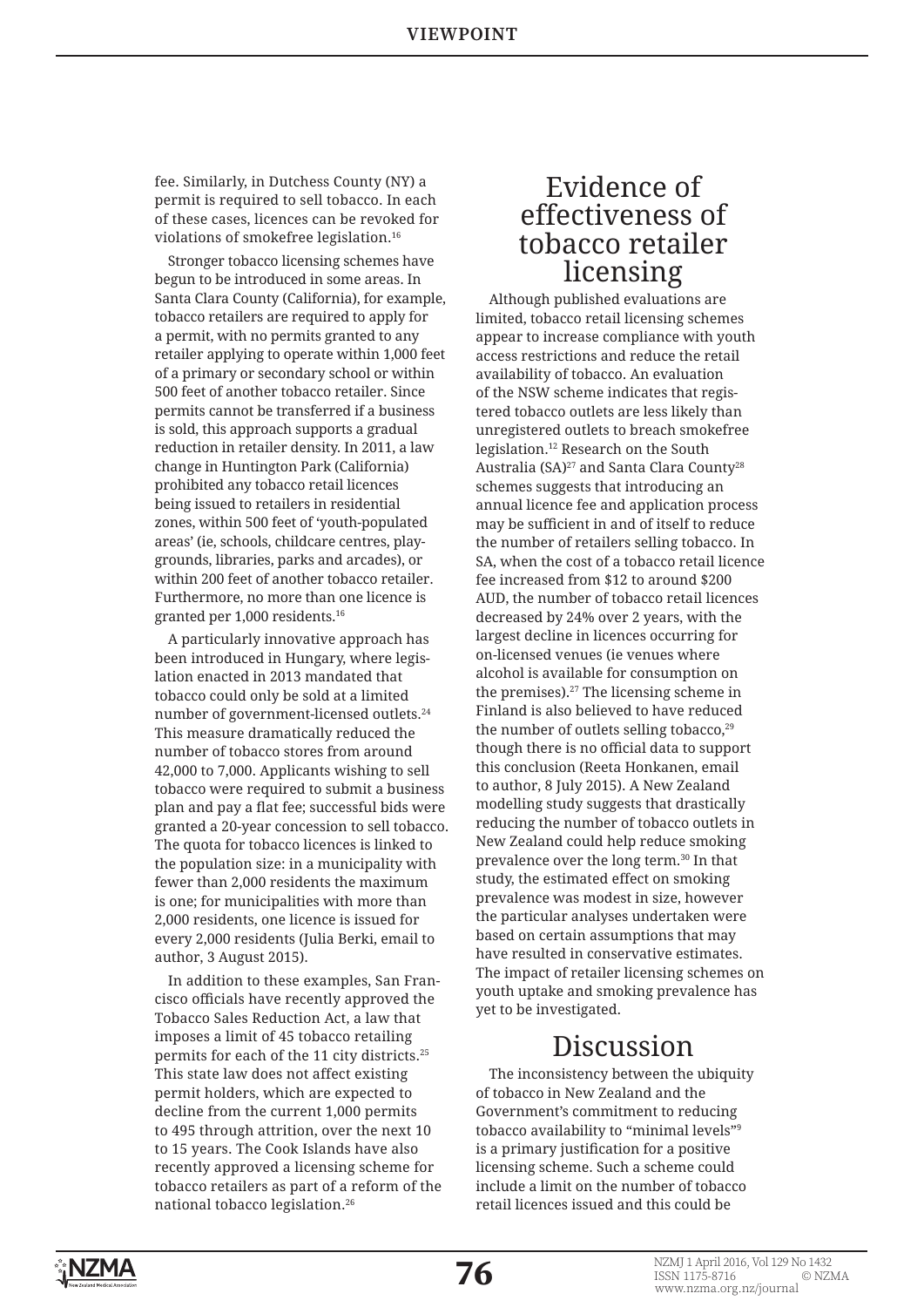fee. Similarly, in Dutchess County (NY) a permit is required to sell tobacco. In each of these cases, licences can be revoked for violations of smokefree legislation.[16]

Stronger tobacco licensing schemes have begun to be introduced in some areas. In Santa Clara County (California), for example, tobacco retailers are required to apply for a permit, with no permits granted to any retailer applying to operate within 1,000 feet of a primary or secondary school or within 500 feet of another tobacco retailer. Since permits cannot be transferred if a business is sold, this approach supports a gradual reduction in retailer density. In 2011, a law change in Huntington Park (California) prohibited any tobacco retail licences being issued to retailers in residential zones, within 500 feet of 'youth-populated areas' (ie, schools, childcare centres, playgrounds, libraries, parks and arcades), or within 200 feet of another tobacco retailer. Furthermore, no more than one licence is granted per 1,000 residents.[16]

A particularly innovative approach has been introduced in Hungary, where legislation enacted in 2013 mandated that tobacco could only be sold at a limited number of government-licensed outlets.[24] This measure dramatically reduced the number of tobacco stores from around 42,000 to 7,000. Applicants wishing to sell tobacco were required to submit a business plan and pay a flat fee; successful bids were granted a 20-year concession to sell tobacco. The quota for tobacco licences is linked to the population size: in a municipality with fewer than 2,000 residents the maximum is one; for municipalities with more than 2,000 residents, one licence is issued for every 2,000 residents (Julia Berki, email to author, 3 August 2015).

In addition to these examples, San Francisco officials have recently approved the Tobacco Sales Reduction Act, a law that imposes a limit of 45 tobacco retailing permits for each of the 11 city districts.[25] This state law does not affect existing permit holders, which are expected to decline from the current 1,000 permits to 495 through attrition, over the next 10 to 15 years. The Cook Islands have also recently approved a licensing scheme for tobacco retailers as part of a reform of the national tobacco legislation.[26]

## Evidence of effectiveness of tobacco retailer licensing

Although published evaluations are limited, tobacco retail licensing schemes appear to increase compliance with youth access restrictions and reduce the retail availability of tobacco. An evaluation of the NSW scheme indicates that registered tobacco outlets are less likely than unregistered outlets to breach smokefree legislation.[12] Research on the South Australia (SA)[27] and Santa Clara County[28] schemes suggests that introducing an annual licence fee and application process may be sufficient in and of itself to reduce the number of retailers selling tobacco. In SA, when the cost of a tobacco retail licence fee increased from $12 to around $200 AUD, the number of tobacco retail licences decreased by 24% over 2 years, with the largest decline in licences occurring for on-licensed venues (ie venues where alcohol is available for consumption on the premises).[27] The licensing scheme in Finland is also believed to have reduced the number of outlets selling tobacco,[29] though there is no official data to support this conclusion (Reeta Honkanen, email to author, 8 July 2015). A New Zealand modelling study suggests that drastically reducing the number of tobacco outlets in New Zealand could help reduce smoking prevalence over the long term.[30] In that study, the estimated effect on smoking prevalence was modest in size, however the particular analyses undertaken were based on certain assumptions that may have resulted in conservative estimates. The impact of retailer licensing schemes on youth uptake and smoking prevalence has yet to be investigated.

## Discussion

The inconsistency between the ubiquity of tobacco in New Zealand and the Government's commitment to reducing tobacco availability to "minimal levels"[9] is a primary justification for a positive licensing scheme. Such a scheme could include a limit on the number of tobacco retail licences issued and this could be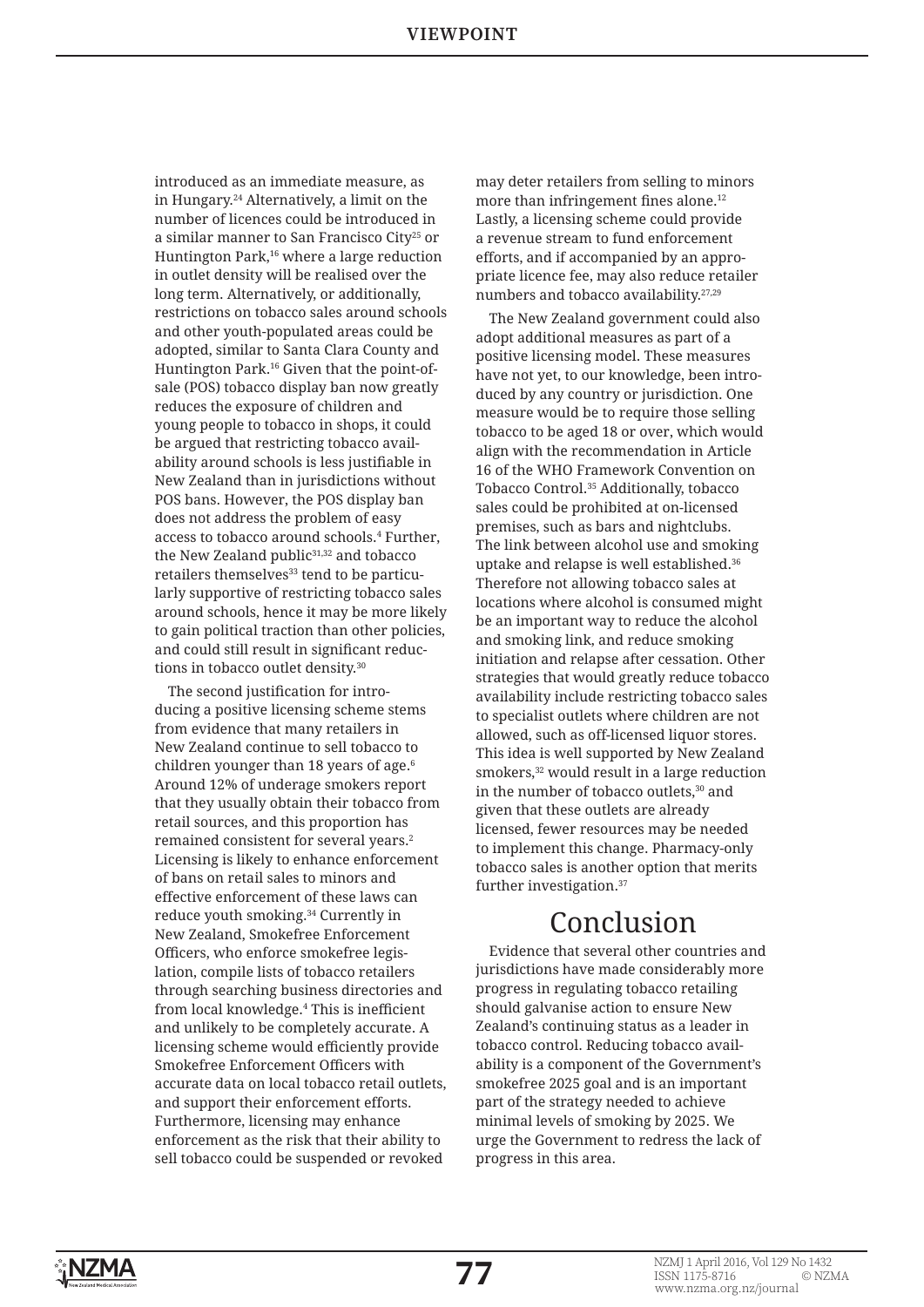introduced as an immediate measure, as in Hungary.[24] Alternatively, a limit on the number of licences could be introduced in a similar manner to San Francisco City[25] or Huntington Park,[16] where a large reduction in outlet density will be realised over the long term. Alternatively, or additionally, restrictions on tobacco sales around schools and other youth-populated areas could be adopted, similar to Santa Clara County and Huntington Park.[16] Given that the point-of-sale (POS) tobacco display ban now greatly reduces the exposure of children and young people to tobacco in shops, it could be argued that restricting tobacco availability around schools is less justifiable in New Zealand than in jurisdictions without POS bans. However, the POS display ban does not address the problem of easy access to tobacco around schools.[4] Further, the New Zealand public[31,32] and tobacco retailers themselves[33] tend to be particularly supportive of restricting tobacco sales around schools, hence it may be more likely to gain political traction than other policies, and could still result in significant reductions in tobacco outlet density.[30]

The second justification for introducing a positive licensing scheme stems from evidence that many retailers in New Zealand continue to sell tobacco to children younger than 18 years of age.[6] Around 12% of underage smokers report that they usually obtain their tobacco from retail sources, and this proportion has remained consistent for several years.[2] Licensing is likely to enhance enforcement of bans on retail sales to minors and effective enforcement of these laws can reduce youth smoking.[34] Currently in New Zealand, Smokefree Enforcement Officers, who enforce smokefree legislation, compile lists of tobacco retailers through searching business directories and from local knowledge.[4] This is inefficient and unlikely to be completely accurate. A licensing scheme would efficiently provide Smokefree Enforcement Officers with accurate data on local tobacco retail outlets, and support their enforcement efforts. Furthermore, licensing may enhance enforcement as the risk that their ability to sell tobacco could be suspended or revoked may deter retailers from selling to minors more than infringement fines alone.[12] Lastly, a licensing scheme could provide a revenue stream to fund enforcement efforts, and if accompanied by an appropriate licence fee, may also reduce retailer numbers and tobacco availability.[27,29]

The New Zealand government could also adopt additional measures as part of a positive licensing model. These measures have not yet, to our knowledge, been introduced by any country or jurisdiction. One measure would be to require those selling tobacco to be aged 18 or over, which would align with the recommendation in Article 16 of the WHO Framework Convention on Tobacco Control.[35] Additionally, tobacco sales could be prohibited at on-licensed premises, such as bars and nightclubs. The link between alcohol use and smoking uptake and relapse is well established.[36] Therefore not allowing tobacco sales at locations where alcohol is consumed might be an important way to reduce the alcohol and smoking link, and reduce smoking initiation and relapse after cessation. Other strategies that would greatly reduce tobacco availability include restricting tobacco sales to specialist outlets where children are not allowed, such as off-licensed liquor stores. This idea is well supported by New Zealand smokers,[32] would result in a large reduction in the number of tobacco outlets,[30] and given that these outlets are already licensed, fewer resources may be needed to implement this change. Pharmacy-only tobacco sales is another option that merits further investigation.[37]

## Conclusion

Evidence that several other countries and jurisdictions have made considerably more progress in regulating tobacco retailing should galvanise action to ensure New Zealand's continuing status as a leader in tobacco control. Reducing tobacco availability is a component of the Government's smokefree 2025 goal and is an important part of the strategy needed to achieve minimal levels of smoking by 2025. We urge the Government to redress the lack of progress in this area.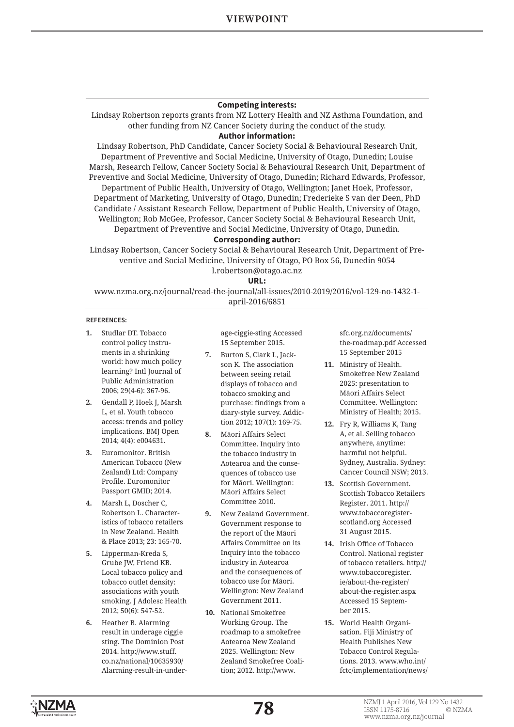**Competing interests:**

Lindsay Robertson reports grants from NZ Lottery Health and NZ Asthma Foundation, and other funding from NZ Cancer Society during the conduct of the study.

**Author information:**

Lindsay Robertson, PhD Candidate, Cancer Society Social & Behavioural Research Unit, Department of Preventive and Social Medicine, University of Otago, Dunedin; Louise Marsh, Research Fellow, Cancer Society Social & Behavioural Research Unit, Department of Preventive and Social Medicine, University of Otago, Dunedin; Richard Edwards, Professor, Department of Public Health, University of Otago, Wellington; Janet Hoek, Professor, Department of Marketing, University of Otago, Dunedin; Frederieke S van der Deen, PhD Candidate / Assistant Research Fellow, Department of Public Health, University of Otago, Wellington; Rob McGee, Professor, Cancer Society Social & Behavioural Research Unit, Department of Preventive and Social Medicine, University of Otago, Dunedin.

**Corresponding author:**

Lindsay Robertson, Cancer Society Social & Behavioural Research Unit, Department of Preventive and Social Medicine, University of Otago, PO Box 56, Dunedin 9054
l.robertson@otago.ac.nz

**URL:**

www.nzma.org.nz/journal/read-the-journal/all-issues/2010-2019/2016/vol-129-no-1432-1-april-2016/6851

REFERENCES:

1. Studlar DT. Tobacco control policy instruments in a shrinking world: how much policy learning? Intl Journal of Public Administration 2006; 29(4-6): 367-96.
2. Gendall P, Hoek J, Marsh L, et al. Youth tobacco access: trends and policy implications. BMJ Open 2014; 4(4): e004631.
3. Euromonitor. British American Tobacco (New Zealand) Ltd: Company Profile. Euromonitor Passport GMID; 2014.
4. Marsh L, Doscher C, Robertson L. Characteristics of tobacco retailers in New Zealand. Health & Place 2013; 23: 165-70.
5. Lipperman-Kreda S, Grube JW, Friend KB. Local tobacco policy and tobacco outlet density: associations with youth smoking. J Adolesc Health 2012; 50(6): 547-52.
6. Heather B. Alarming result in underage ciggie sting. The Dominion Post 2014. http://www.stuff.co.nz/national/10635930/Alarming-result-in-underage-ciggie-sting Accessed 15 September 2015.
7. Burton S, Clark L, Jackson K. The association between seeing retail displays of tobacco and tobacco smoking and purchase: findings from a diary-style survey. Addiction 2012; 107(1): 169-75.
8. Māori Affairs Select Committee. Inquiry into the tobacco industry in Aotearoa and the consequences of tobacco use for Māori. Wellington: Māori Affairs Select Committee 2010.
9. New Zealand Government. Government response to the report of the Māori Affairs Committee on its Inquiry into the tobacco industry in Aotearoa and the consequences of tobacco use for Māori. Wellington: New Zealand Government 2011.
10. National Smokefree Working Group. The roadmap to a smokefree Aotearoa New Zealand 2025. Wellington: New Zealand Smokefree Coalition; 2012. http://www.sfc.org.nz/documents/the-roadmap.pdf Accessed 15 September 2015
11. Ministry of Health. Smokefree New Zealand 2025: presentation to Māori Affairs Select Committee. Wellington: Ministry of Health; 2015.
12. Fry R, Williams K, Tang A, et al. Selling tobacco anywhere, anytime: harmful not helpful. Sydney, Australia. Sydney: Cancer Council NSW; 2013.
13. Scottish Government. Scottish Tobacco Retailers Register. 2011. http://www.tobaccoregisterscotland.org Accessed 31 August 2015.
14. Irish Office of Tobacco Control. National register of tobacco retailers. http://www.tobaccoregister.ie/about-the-register/about-the-register.aspx Accessed 15 September 2015.
15. World Health Organisation. Fiji Ministry of Health Publishes New Tobacco Control Regulations. 2013. www.who.int/fctc/implementation/news/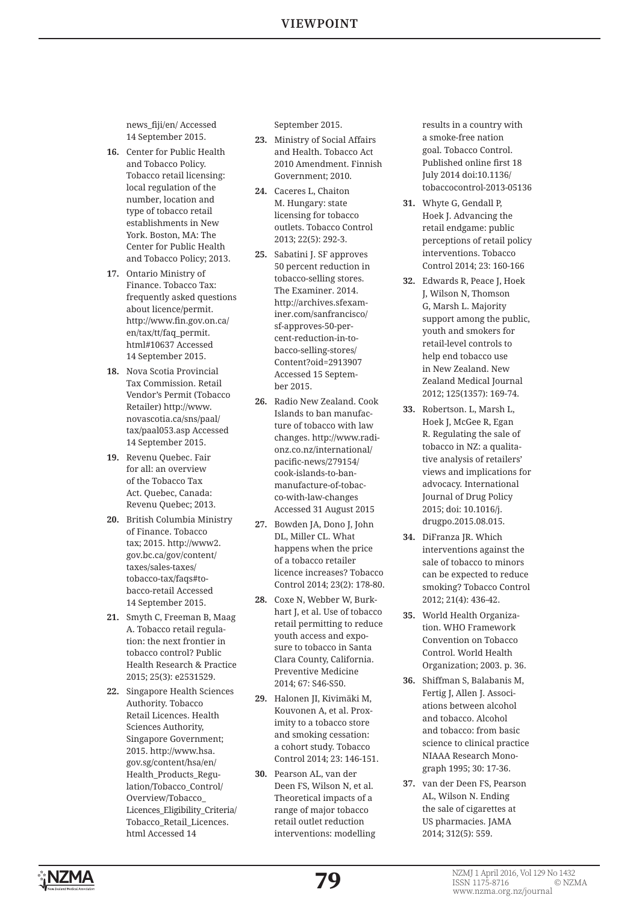news_fiji/en/ Accessed 14 September 2015.

16. Center for Public Health and Tobacco Policy. Tobacco retail licensing: local regulation of the number, location and type of tobacco retail establishments in New York. Boston, MA: The Center for Public Health and Tobacco Policy; 2013.
17. Ontario Ministry of Finance. Tobacco Tax: frequently asked questions about licence/permit. http://www.fin.gov.on.ca/en/tax/tt/faq_permit.html#10637 Accessed 14 September 2015.
18. Nova Scotia Provincial Tax Commission. Retail Vendor's Permit (Tobacco Retailer) http://www.novascotia.ca/sns/paal/tax/paal053.asp Accessed 14 September 2015.
19. Revenu Quebec. Fair for all: an overview of the Tobacco Tax Act. Quebec, Canada: Revenu Quebec; 2013.
20. British Columbia Ministry of Finance. Tobacco tax; 2015. http://www2.gov.bc.ca/gov/content/taxes/sales-taxes/tobacco-tax/faqs#tobacco-retail Accessed 14 September 2015.
21. Smyth C, Freeman B, Maag A. Tobacco retail regulation: the next frontier in tobacco control? Public Health Research & Practice 2015; 25(3): e2531529.
22. Singapore Health Sciences Authority. Tobacco Retail Licences. Health Sciences Authority, Singapore Government; 2015. http://www.hsa.gov.sg/content/hsa/en/Health_Products_Regulation/Tobacco_Control/Overview/Tobacco_Licences_Eligibility_Criteria/Tobacco_Retail_Licences.html Accessed 14 September 2015.
23. Ministry of Social Affairs and Health. Tobacco Act 2010 Amendment. Finnish Government; 2010.
24. Caceres L, Chaiton M. Hungary: state licensing for tobacco outlets. Tobacco Control 2013; 22(5): 292-3.
25. Sabatini J. SF approves 50 percent reduction in tobacco-selling stores. The Examiner. 2014. http://archives.sfexaminer.com/sanfrancisco/sf-approves-50-percent-reduction-in-tobacco-selling-stores/Content?oid=2913907 Accessed 15 September 2015.
26. Radio New Zealand. Cook Islands to ban manufacture of tobacco with law changes. http://www.radionz.co.nz/international/pacific-news/279154/cook-islands-to-ban-manufacture-of-tobacco-with-law-changes Accessed 31 August 2015
27. Bowden JA, Dono J, John DL, Miller CL. What happens when the price of a tobacco retailer licence increases? Tobacco Control 2014; 23(2): 178-80.
28. Coxe N, Webber W, Burkhart J, et al. Use of tobacco retail permitting to reduce youth access and exposure to tobacco in Santa Clara County, California. Preventive Medicine 2014; 67: S46-S50.
29. Halonen JI, Kivimäki M, Kouvonen A, et al. Proximity to a tobacco store and smoking cessation: a cohort study. Tobacco Control 2014; 23: 146-151.
30. Pearson AL, van der Deen FS, Wilson N, et al. Theoretical impacts of a range of major tobacco retail outlet reduction interventions: modelling results in a country with a smoke-free nation goal. Tobacco Control. Published online first 18 July 2014 doi:10.1136/tobaccocontrol-2013-05136
31. Whyte G, Gendall P, Hoek J. Advancing the retail endgame: public perceptions of retail policy interventions. Tobacco Control 2014; 23: 160-166
32. Edwards R, Peace J, Hoek J, Wilson N, Thomson G, Marsh L. Majority support among the public, youth and smokers for retail-level controls to help end tobacco use in New Zealand. New Zealand Medical Journal 2012; 125(1357): 169-74.
33. Robertson. L, Marsh L, Hoek J, McGee R, Egan R. Regulating the sale of tobacco in NZ: a qualitative analysis of retailers' views and implications for advocacy. International Journal of Drug Policy 2015; doi: 10.1016/j.drugpo.2015.08.015.
34. DiFranza JR. Which interventions against the sale of tobacco to minors can be expected to reduce smoking? Tobacco Control 2012; 21(4): 436-42.
35. World Health Organization. WHO Framework Convention on Tobacco Control. World Health Organization; 2003. p. 36.
36. Shiffman S, Balabanis M, Fertig J, Allen J. Associations between alcohol and tobacco. Alcohol and tobacco: from basic science to clinical practice NIAAA Research Monograph 1995; 30: 17-36.
37. van der Deen FS, Pearson AL, Wilson N. Ending the sale of cigarettes at US pharmacies. JAMA 2014; 312(5): 559.